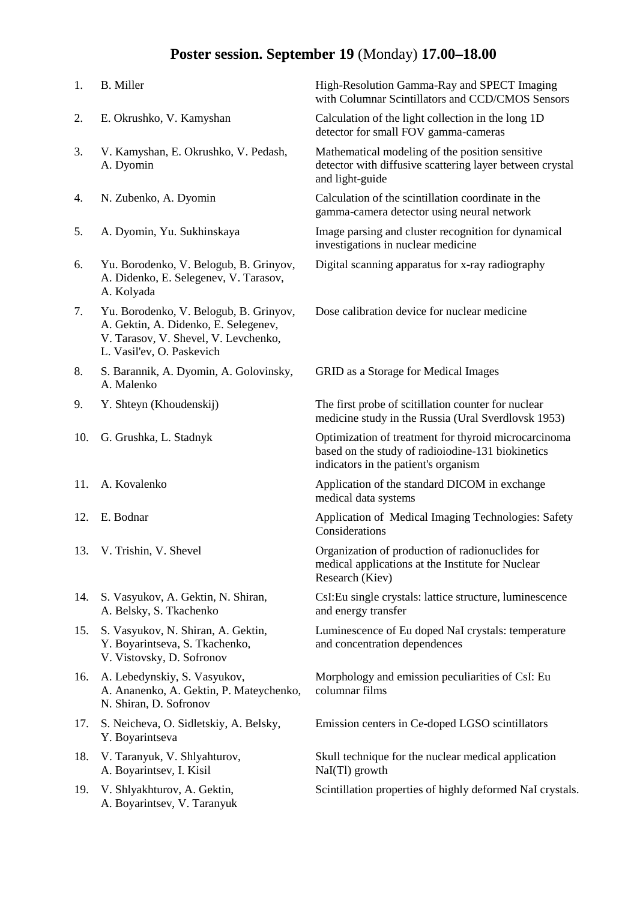## **Poster session. September 19** (Monday) **17.00–18.00**

| | Authors | Title |
|---|---|---|
| 1. | B. Miller | High-Resolution Gamma-Ray and SPECT Imaging with Columnar Scintillators and CCD/CMOS Sensors |
| 2. | E. Okrushko, V. Kamyshan | Calculation of the light collection in the long 1D detector for small FOV gamma-cameras |
| 3. | V. Kamyshan, E. Okrushko, V. Pedash, A. Dyomin | Mathematical modeling of the position sensitive detector with diffusive scattering layer between crystal and light-guide |
| 4. | N. Zubenko, A. Dyomin | Calculation of the scintillation coordinate in the gamma-camera detector using neural network |
| 5. | A. Dyomin, Yu. Sukhinskaya | Image parsing and cluster recognition for dynamical investigations in nuclear medicine |
| 6. | Yu. Borodenko, V. Belogub, B. Grinyov, A. Didenko, E. Selegenev, V. Tarasov, A. Kolyada | Digital scanning apparatus for x-ray radiography |
| 7. | Yu. Borodenko, V. Belogub, B. Grinyov, A. Gektin, A. Didenko, E. Selegenev, V. Tarasov, V. Shevel, V. Levchenko, L. Vasil'ev, O. Paskevich | Dose calibration device for nuclear medicine |
| 8. | S. Barannik, A. Dyomin, A. Golovinsky, A. Malenko | GRID as a Storage for Medical Images |
| 9. | Y. Shteyn (Khoudenskij) | The first probe of scitillation counter for nuclear medicine study in the Russia (Ural Sverdlovsk 1953) |
| 10. | G. Grushka, L. Stadnyk | Optimization of treatment for thyroid microcarcinoma based on the study of radioiodine-131 biokinetics indicators in the patient's organism |
| 11. | A. Kovalenko | Application of the standard DICOM in exchange medical data systems |
| 12. | E. Bodnar | Application of Medical Imaging Technologies: Safety Considerations |
| 13. | V. Trishin, V. Shevel | Organization of production of radionuclides for medical applications at the Institute for Nuclear Research (Kiev) |
| 14. | S. Vasyukov, A. Gektin, N. Shiran, A. Belsky, S. Tkachenko | CsI:Eu single crystals: lattice structure, luminescence and energy transfer |
| 15. | S. Vasyukov, N. Shiran, A. Gektin, Y. Boyarintseva, S. Tkachenko, V. Vistovsky, D. Sofronov | Luminescence of Eu doped NaI crystals: temperature and concentration dependences |
| 16. | A. Lebedynskiy, S. Vasyukov, A. Ananenko, A. Gektin, P. Mateychenko, N. Shiran, D. Sofronov | Morphology and emission peculiarities of CsI: Eu columnar films |
| 17. | S. Neicheva, O. Sidletskiy, A. Belsky, Y. Boyarintseva | Emission centers in Ce-doped LGSO scintillators |
| 18. | V. Taranyuk, V. Shlyahturov, A. Boyarintsev, I. Kisil | Skull technique for the nuclear medical application NaI(Tl) growth |
| 19. | V. Shlyakhturov, A. Gektin, A. Boyarintsev, V. Taranyuk | Scintillation properties of highly deformed NaI crystals. |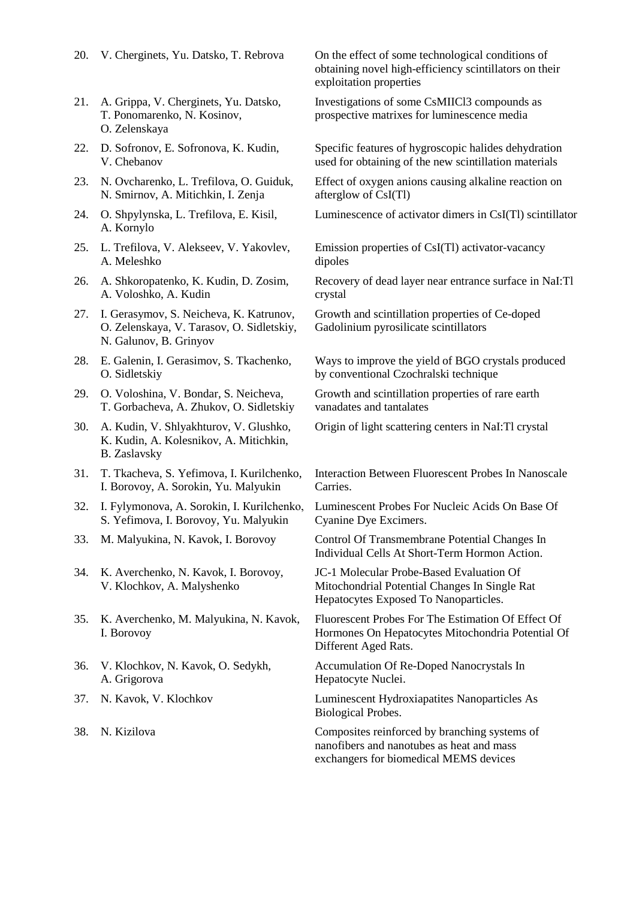| | | |
|---|---|---|
| 20. | V. Cherginets, Yu. Datsko, T. Rebrova | On the effect of some technological conditions of obtaining novel high-efficiency scintillators on their exploitation properties |
| 21. | A. Grippa, V. Cherginets, Yu. Datsko, T. Ponomarenko, N. Kosinov, O. Zelenskaya | Investigations of some CsMIICl3 compounds as prospective matrixes for luminescence media |
| 22. | D. Sofronov, E. Sofronova, K. Kudin, V. Chebanov | Specific features of hygroscopic halides dehydration used for obtaining of the new scintillation materials |
| 23. | N. Ovcharenko, L. Trefilova, O. Guiduk, N. Smirnov, A. Mitichkin, I. Zenja | Effect of oxygen anions causing alkaline reaction on afterglow of CsI(Tl) |
| 24. | O. Shpylynska, L. Trefilova, E. Kisil, A. Kornylo | Luminescence of activator dimers in CsI(Tl) scintillator |
| 25. | L. Trefilova, V. Alekseev, V. Yakovlev, A. Meleshko | Emission properties of CsI(Tl) activator-vacancy dipoles |
| 26. | A. Shkoropatenko, K. Kudin, D. Zosim, A. Voloshko, A. Kudin | Recovery of dead layer near entrance surface in NaI:Tl crystal |
| 27. | I. Gerasymov, S. Neicheva, K. Katrunov, O. Zelenskaya, V. Tarasov, O. Sidletskiy, N. Galunov, B. Grinyov | Growth and scintillation properties of Ce-doped Gadolinium pyrosilicate scintillators |
| 28. | E. Galenin, I. Gerasimov, S. Tkachenko, O. Sidletskiy | Ways to improve the yield of BGO crystals produced by conventional Czochralski technique |
| 29. | O. Voloshina, V. Bondar, S. Neicheva, T. Gorbacheva, A. Zhukov, O. Sidletskiy | Growth and scintillation properties of rare earth vanadates and tantalates |
| 30. | A. Kudin, V. Shlyakhturov, V. Glushko, K. Kudin, A. Kolesnikov, A. Mitichkin, B. Zaslavsky | Origin of light scattering centers in NaI:Tl crystal |
| 31. | T. Tkacheva, S. Yefimova, I. Kurilchenko, I. Borovoy, A. Sorokin, Yu. Malyukin | Interaction Between Fluorescent Probes In Nanoscale Carries. |
| 32. | I. Fylymonova, A. Sorokin, I. Kurilchenko, S. Yefimova, I. Borovoy, Yu. Malyukin | Luminescent Probes For Nucleic Acids On Base Of Cyanine Dye Excimers. |
| 33. | M. Malyukina, N. Kavok, I. Borovoy | Control Of Transmembrane Potential Changes In Individual Cells At Short-Term Hormon Action. |
| 34. | K. Averchenko, N. Kavok, I. Borovoy, V. Klochkov, A. Malyshenko | JC-1 Molecular Probe-Based Evaluation Of Mitochondrial Potential Changes In Single Rat Hepatocytes Exposed To Nanoparticles. |
| 35. | K. Averchenko, M. Malyukina, N. Kavok, I. Borovoy | Fluorescent Probes For The Estimation Of Effect Of Hormones On Hepatocytes Mitochondria Potential Of Different Aged Rats. |
| 36. | V. Klochkov, N. Kavok, O. Sedykh, A. Grigorova | Accumulation Of Re-Doped Nanocrystals In Hepatocyte Nuclei. |
| 37. | N. Kavok, V. Klochkov | Luminescent Hydroxiapatites Nanoparticles As Biological Probes. |
| 38. | N. Kizilova | Composites reinforced by branching systems of nanofibers and nanotubes as heat and mass exchangers for biomedical MEMS devices |